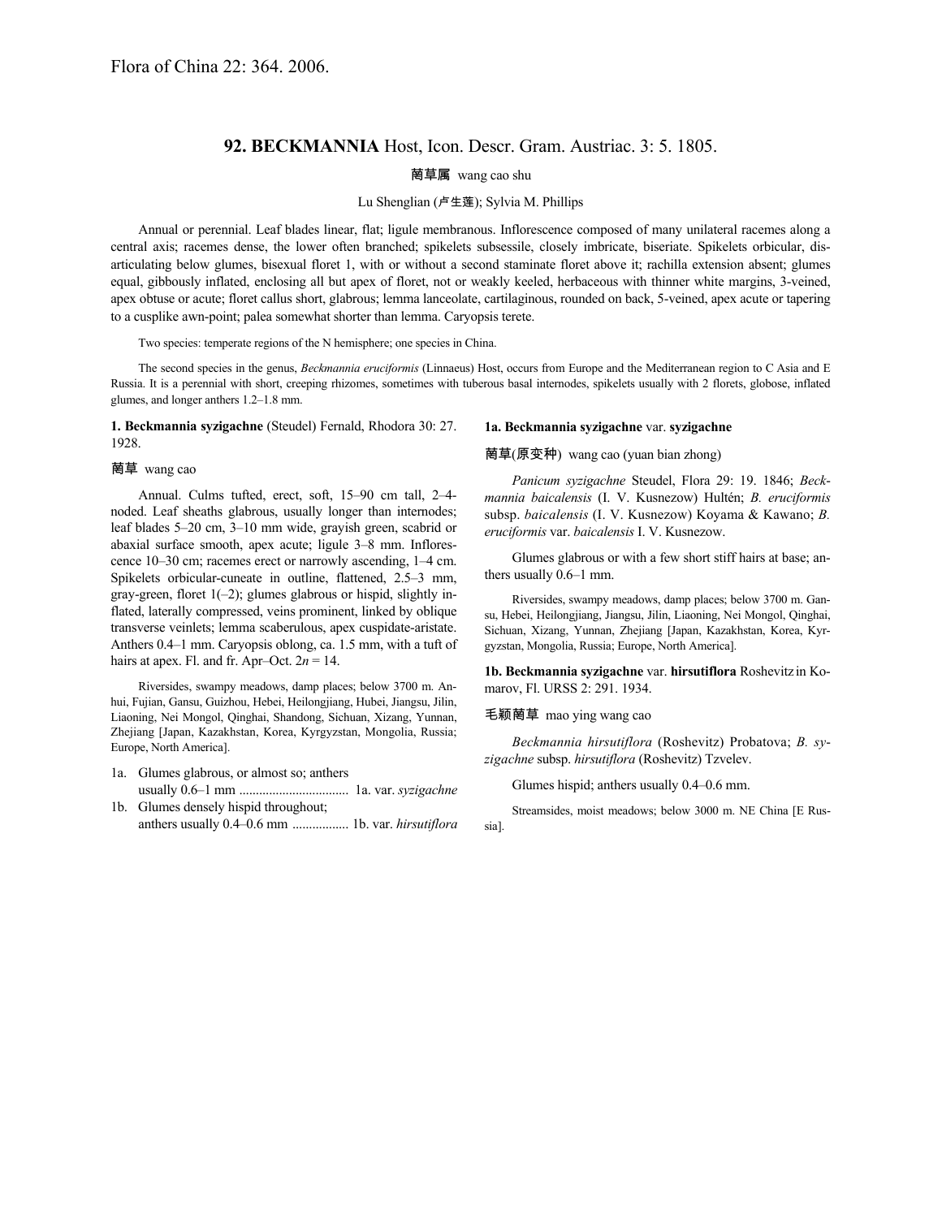Flora of China 22: 364. 2006.

## 92. BECKMANNIA Host, Icon. Descr. Gram. Austriac. 3: 5. 1805.

菵草属 wang cao shu

Lu Shenglian (卢生莲); Sylvia M. Phillips

Annual or perennial. Leaf blades linear, flat; ligule membranous. Inflorescence composed of many unilateral racemes along a central axis; racemes dense, the lower often branched; spikelets subsessile, closely imbricate, biseriate. Spikelets orbicular, disarticulating below glumes, bisexual floret 1, with or without a second staminate floret above it; rachilla extension absent; glumes equal, gibbously inflated, enclosing all but apex of floret, not or weakly keeled, herbaceous with thinner white margins, 3-veined, apex obtuse or acute; floret callus short, glabrous; lemma lanceolate, cartilaginous, rounded on back, 5-veined, apex acute or tapering to a cusplike awn-point; palea somewhat shorter than lemma. Caryopsis terete.

Two species: temperate regions of the N hemisphere; one species in China.

The second species in the genus, *Beckmannia eruciformis* (Linnaeus) Host, occurs from Europe and the Mediterranean region to C Asia and E Russia. It is a perennial with short, creeping rhizomes, sometimes with tuberous basal internodes, spikelets usually with 2 florets, globose, inflated glumes, and longer anthers 1.2–1.8 mm.

**1. Beckmannia syzigachne** (Steudel) Fernald, Rhodora 30: 27. 1928.

菵草 wang cao

Annual. Culms tufted, erect, soft, 15–90 cm tall, 2–4-noded. Leaf sheaths glabrous, usually longer than internodes; leaf blades 5–20 cm, 3–10 mm wide, grayish green, scabrid or abaxial surface smooth, apex acute; ligule 3–8 mm. Inflorescence 10–30 cm; racemes erect or narrowly ascending, 1–4 cm. Spikelets orbicular-cuneate in outline, flattened, 2.5–3 mm, gray-green, floret 1(–2); glumes glabrous or hispid, slightly inflated, laterally compressed, veins prominent, linked by oblique transverse veinlets; lemma scaberulous, apex cuspidate-aristate. Anthers 0.4–1 mm. Caryopsis oblong, ca. 1.5 mm, with a tuft of hairs at apex. Fl. and fr. Apr–Oct. $2n = 14$.

Riversides, swampy meadows, damp places; below 3700 m. Anhui, Fujian, Gansu, Guizhou, Hebei, Heilongjiang, Hubei, Jiangsu, Jilin, Liaoning, Nei Mongol, Qinghai, Shandong, Sichuan, Xizang, Yunnan, Zhejiang [Japan, Kazakhstan, Korea, Kyrgyzstan, Mongolia, Russia; Europe, North America].

1a. Glumes glabrous, or almost so; anthers usually 0.6–1 mm ................................ 1a. var. *syzigachne*

1b. Glumes densely hispid throughout; anthers usually 0.4–0.6 mm ................. 1b. var. *hirsutiflora*

**1a. Beckmannia syzigachne** var. **syzigachne**

菵草(原变种) wang cao (yuan bian zhong)

*Panicum syzigachne* Steudel, Flora 29: 19. 1846; *Beckmannia baicalensis* (I. V. Kusnezow) Hultén; *B. eruciformis* subsp. *baicalensis* (I. V. Kusnezow) Koyama & Kawano; *B. eruciformis* var. *baicalensis* I. V. Kusnezow.

Glumes glabrous or with a few short stiff hairs at base; anthers usually 0.6–1 mm.

Riversides, swampy meadows, damp places; below 3700 m. Gansu, Hebei, Heilongjiang, Jiangsu, Jilin, Liaoning, Nei Mongol, Qinghai, Sichuan, Xizang, Yunnan, Zhejiang [Japan, Kazakhstan, Korea, Kyrgyzstan, Mongolia, Russia; Europe, North America].

**1b. Beckmannia syzigachne** var. **hirsutiflora** Roshevitz in Komarov, Fl. URSS 2: 291. 1934.

毛颖菵草 mao ying wang cao

*Beckmannia hirsutiflora* (Roshevitz) Probatova; *B. syzigachne* subsp. *hirsutiflora* (Roshevitz) Tzvelev.

Glumes hispid; anthers usually 0.4–0.6 mm.

Streamsides, moist meadows; below 3000 m. NE China [E Russia].